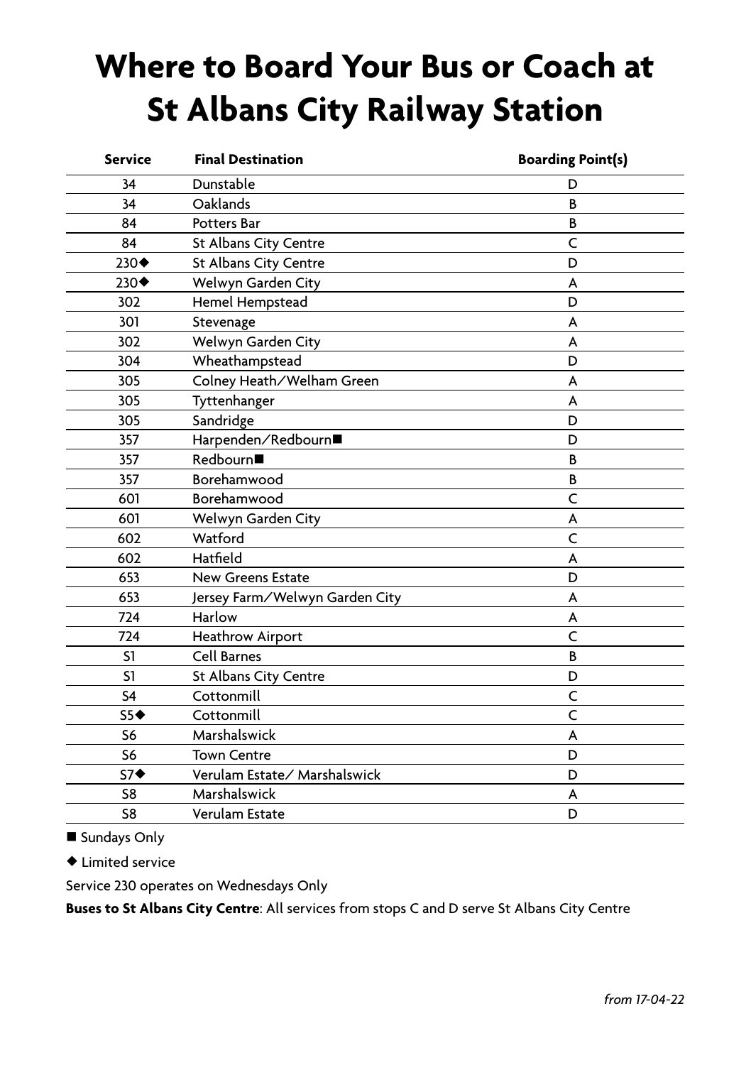# Where to Board Your Bus or Coach at St Albans City Railway Station

| Service | Final Destination | Boarding Point(s) |
|---|---|---|
| 34 | Dunstable | D |
| 34 | Oaklands | B |
| 84 | Potters Bar | B |
| 84 | St Albans City Centre | C |
| 230◆ | St Albans City Centre | D |
| 230◆ | Welwyn Garden City | A |
| 302 | Hemel Hempstead | D |
| 301 | Stevenage | A |
| 302 | Welwyn Garden City | A |
| 304 | Wheathampstead | D |
| 305 | Colney Heath/Welham Green | A |
| 305 | Tyttenhanger | A |
| 305 | Sandridge | D |
| 357 | Harpenden/Redbourn■ | D |
| 357 | Redbourn■ | B |
| 357 | Borehamwood | B |
| 601 | Borehamwood | C |
| 601 | Welwyn Garden City | A |
| 602 | Watford | C |
| 602 | Hatfield | A |
| 653 | New Greens Estate | D |
| 653 | Jersey Farm/Welwyn Garden City | A |
| 724 | Harlow | A |
| 724 | Heathrow Airport | C |
| S1 | Cell Barnes | B |
| S1 | St Albans City Centre | D |
| S4 | Cottonmill | C |
| S5◆ | Cottonmill | C |
| S6 | Marshalswick | A |
| S6 | Town Centre | D |
| S7◆ | Verulam Estate/ Marshalswick | D |
| S8 | Marshalswick | A |
| S8 | Verulam Estate | D |

■ Sundays Only

◆ Limited service

Service 230 operates on Wednesdays Only

**Buses to St Albans City Centre**: All services from stops C and D serve St Albans City Centre

*from 17-04-22*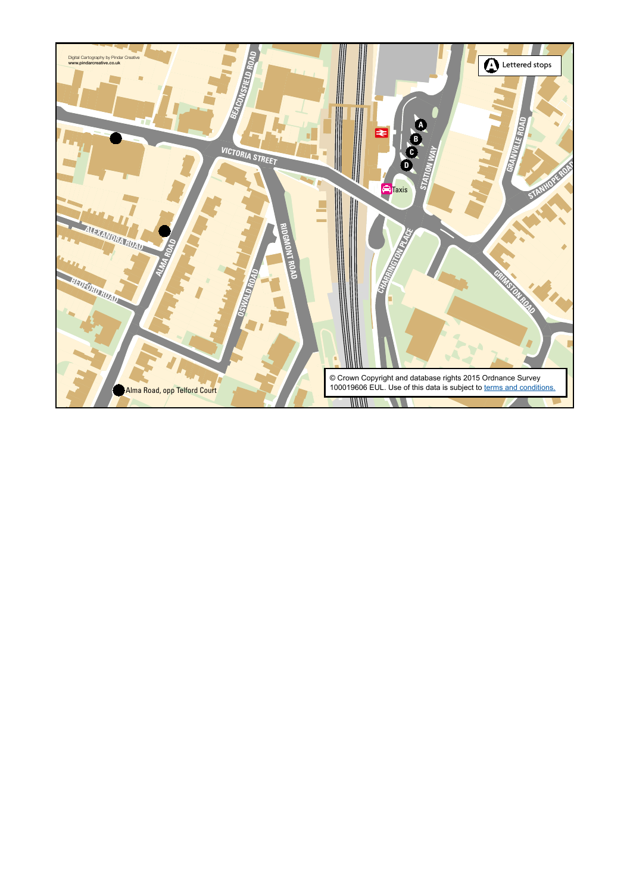Digital Cartography by Pindar Creative
www.pindarcreative.co.uk

Lettered stops

VICTORIA STREET

BEACONSFIELD ROAD

ALEXANDRA ROAD

ALMA ROAD

BEDFORD ROAD

OSWALD ROAD

RIDGMONT ROAD

CHARRINGTON PLACE

STATION WAY

GRANVILLE ROAD

STANHOPE ROAD

GRIMSTON ROAD

A

B

C

D

Taxis

Alma Road, opp Telford Court

© Crown Copyright and database rights 2015 Ordnance Survey 100019606 EUL. Use of this data is subject to terms and conditions.